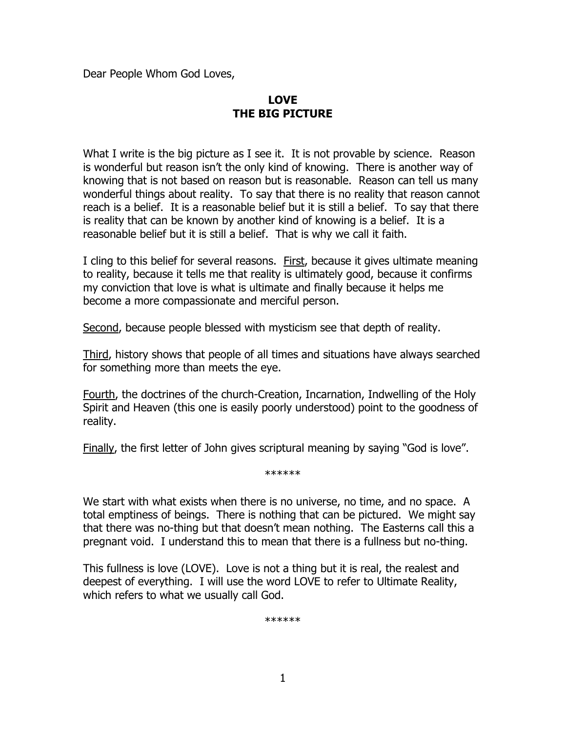Dear People Whom God Loves,

# LOVE
# THE BIG PICTURE

What I write is the big picture as I see it. It is not provable by science. Reason is wonderful but reason isn't the only kind of knowing. There is another way of knowing that is not based on reason but is reasonable. Reason can tell us many wonderful things about reality. To say that there is no reality that reason cannot reach is a belief. It is a reasonable belief but it is still a belief. To say that there is reality that can be known by another kind of knowing is a belief. It is a reasonable belief but it is still a belief. That is why we call it faith.

I cling to this belief for several reasons. <u>First</u>, because it gives ultimate meaning to reality, because it tells me that reality is ultimately good, because it confirms my conviction that love is what is ultimate and finally because it helps me become a more compassionate and merciful person.

<u>Second</u>, because people blessed with mysticism see that depth of reality.

<u>Third</u>, history shows that people of all times and situations have always searched for something more than meets the eye.

<u>Fourth</u>, the doctrines of the church-Creation, Incarnation, Indwelling of the Holy Spirit and Heaven (this one is easily poorly understood) point to the goodness of reality.

<u>Finally</u>, the first letter of John gives scriptural meaning by saying "God is love".

******

We start with what exists when there is no universe, no time, and no space. A total emptiness of beings. There is nothing that can be pictured. We might say that there was no-thing but that doesn't mean nothing. The Easterns call this a pregnant void. I understand this to mean that there is a fullness but no-thing.

This fullness is love (LOVE). Love is not a thing but it is real, the realest and deepest of everything. I will use the word LOVE to refer to Ultimate Reality, which refers to what we usually call God.

******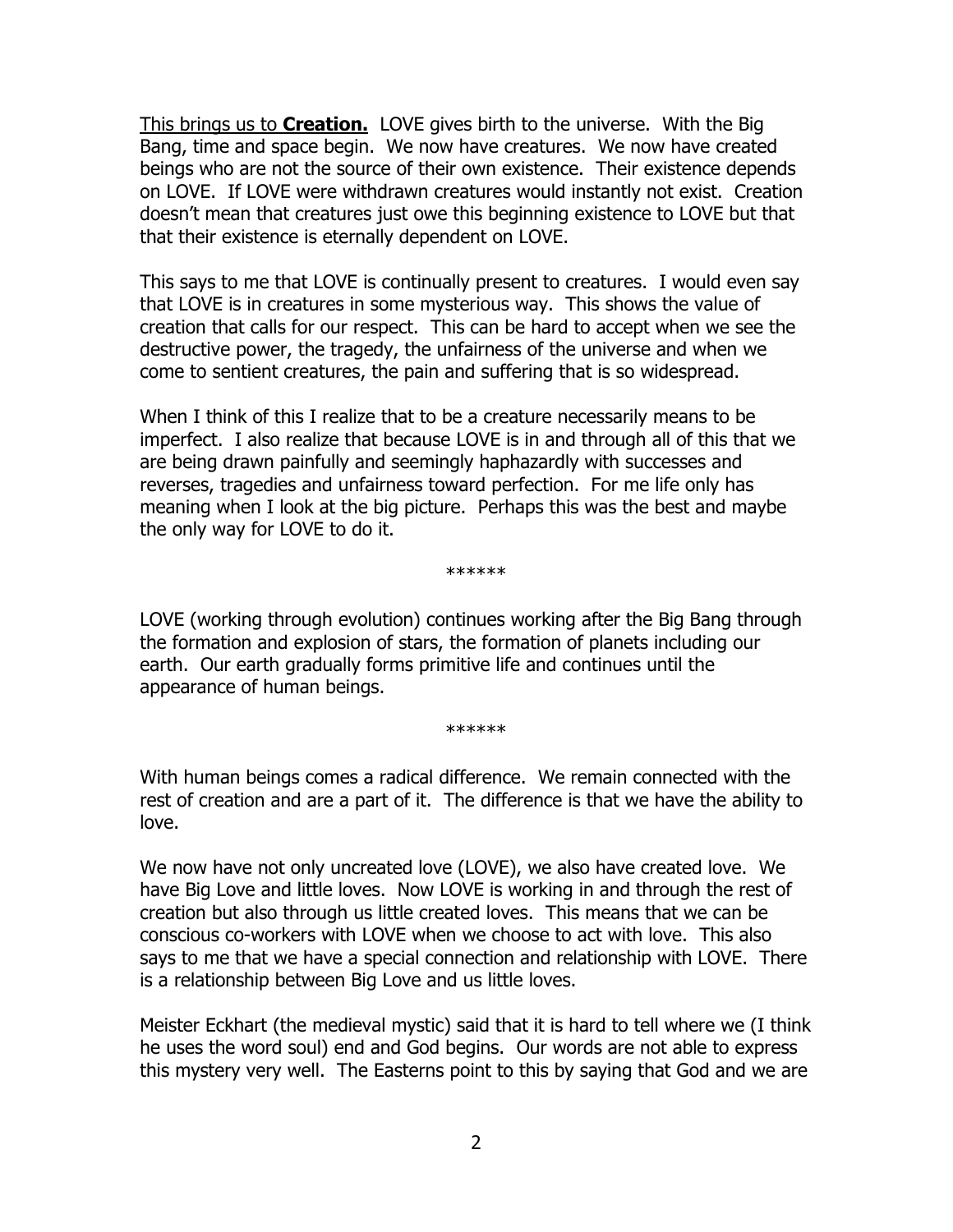<u>This brings us to</u> **<u>Creation.</u>** LOVE gives birth to the universe. With the Big Bang, time and space begin. We now have creatures. We now have created beings who are not the source of their own existence. Their existence depends on LOVE. If LOVE were withdrawn creatures would instantly not exist. Creation doesn't mean that creatures just owe this beginning existence to LOVE but that that their existence is eternally dependent on LOVE.

This says to me that LOVE is continually present to creatures. I would even say that LOVE is in creatures in some mysterious way. This shows the value of creation that calls for our respect. This can be hard to accept when we see the destructive power, the tragedy, the unfairness of the universe and when we come to sentient creatures, the pain and suffering that is so widespread.

When I think of this I realize that to be a creature necessarily means to be imperfect. I also realize that because LOVE is in and through all of this that we are being drawn painfully and seemingly haphazardly with successes and reverses, tragedies and unfairness toward perfection. For me life only has meaning when I look at the big picture. Perhaps this was the best and maybe the only way for LOVE to do it.

******

LOVE (working through evolution) continues working after the Big Bang through the formation and explosion of stars, the formation of planets including our earth. Our earth gradually forms primitive life and continues until the appearance of human beings.

******

With human beings comes a radical difference. We remain connected with the rest of creation and are a part of it. The difference is that we have the ability to love.

We now have not only uncreated love (LOVE), we also have created love. We have Big Love and little loves. Now LOVE is working in and through the rest of creation but also through us little created loves. This means that we can be conscious co-workers with LOVE when we choose to act with love. This also says to me that we have a special connection and relationship with LOVE. There is a relationship between Big Love and us little loves.

Meister Eckhart (the medieval mystic) said that it is hard to tell where we (I think he uses the word soul) end and God begins. Our words are not able to express this mystery very well. The Easterns point to this by saying that God and we are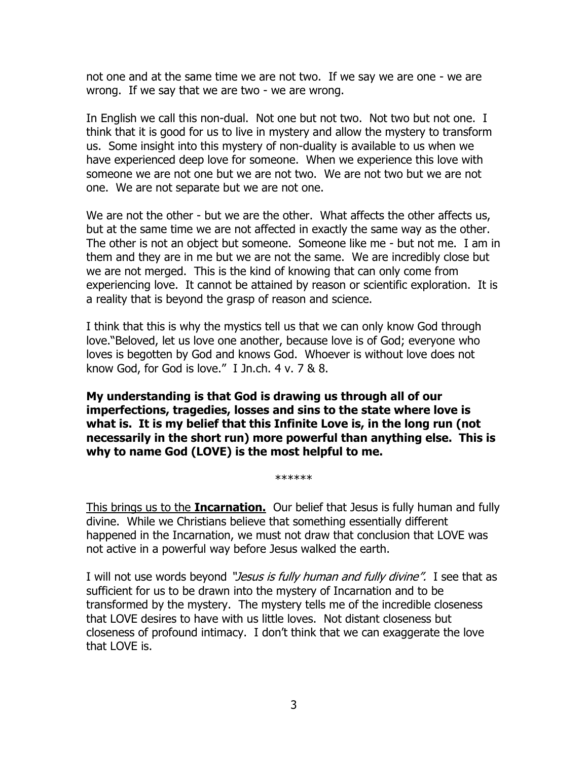not one and at the same time we are not two. If we say we are one - we are wrong. If we say that we are two - we are wrong.

In English we call this non-dual. Not one but not two. Not two but not one. I think that it is good for us to live in mystery and allow the mystery to transform us. Some insight into this mystery of non-duality is available to us when we have experienced deep love for someone. When we experience this love with someone we are not one but we are not two. We are not two but we are not one. We are not separate but we are not one.

We are not the other - but we are the other. What affects the other affects us, but at the same time we are not affected in exactly the same way as the other. The other is not an object but someone. Someone like me - but not me. I am in them and they are in me but we are not the same. We are incredibly close but we are not merged. This is the kind of knowing that can only come from experiencing love. It cannot be attained by reason or scientific exploration. It is a reality that is beyond the grasp of reason and science.

I think that this is why the mystics tell us that we can only know God through love."Beloved, let us love one another, because love is of God; everyone who loves is begotten by God and knows God. Whoever is without love does not know God, for God is love." I Jn.ch. 4 v. 7 & 8.

**My understanding is that God is drawing us through all of our imperfections, tragedies, losses and sins to the state where love is what is. It is my belief that this Infinite Love is, in the long run (not necessarily in the short run) more powerful than anything else. This is why to name God (LOVE) is the most helpful to me.**

******

<u>This brings us to the **Incarnation.**</u> Our belief that Jesus is fully human and fully divine. While we Christians believe that something essentially different happened in the Incarnation, we must not draw that conclusion that LOVE was not active in a powerful way before Jesus walked the earth.

I will not use words beyond *"Jesus is fully human and fully divine".* I see that as sufficient for us to be drawn into the mystery of Incarnation and to be transformed by the mystery. The mystery tells me of the incredible closeness that LOVE desires to have with us little loves. Not distant closeness but closeness of profound intimacy. I don't think that we can exaggerate the love that LOVE is.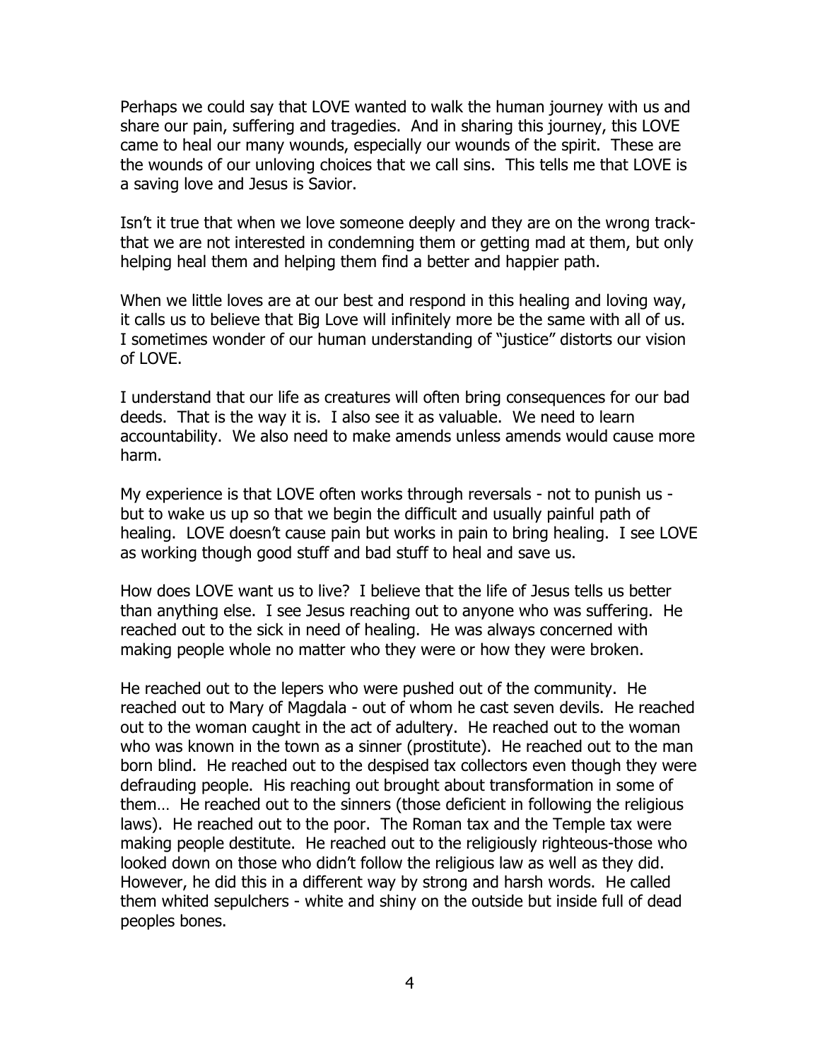Perhaps we could say that LOVE wanted to walk the human journey with us and share our pain, suffering and tragedies. And in sharing this journey, this LOVE came to heal our many wounds, especially our wounds of the spirit. These are the wounds of our unloving choices that we call sins. This tells me that LOVE is a saving love and Jesus is Savior.

Isn't it true that when we love someone deeply and they are on the wrong track- that we are not interested in condemning them or getting mad at them, but only helping heal them and helping them find a better and happier path.

When we little loves are at our best and respond in this healing and loving way, it calls us to believe that Big Love will infinitely more be the same with all of us. I sometimes wonder of our human understanding of "justice" distorts our vision of LOVE.

I understand that our life as creatures will often bring consequences for our bad deeds. That is the way it is. I also see it as valuable. We need to learn accountability. We also need to make amends unless amends would cause more harm.

My experience is that LOVE often works through reversals - not to punish us - but to wake us up so that we begin the difficult and usually painful path of healing. LOVE doesn't cause pain but works in pain to bring healing. I see LOVE as working though good stuff and bad stuff to heal and save us.

How does LOVE want us to live? I believe that the life of Jesus tells us better than anything else. I see Jesus reaching out to anyone who was suffering. He reached out to the sick in need of healing. He was always concerned with making people whole no matter who they were or how they were broken.

He reached out to the lepers who were pushed out of the community. He reached out to Mary of Magdala - out of whom he cast seven devils. He reached out to the woman caught in the act of adultery. He reached out to the woman who was known in the town as a sinner (prostitute). He reached out to the man born blind. He reached out to the despised tax collectors even though they were defrauding people. His reaching out brought about transformation in some of them… He reached out to the sinners (those deficient in following the religious laws). He reached out to the poor. The Roman tax and the Temple tax were making people destitute. He reached out to the religiously righteous-those who looked down on those who didn't follow the religious law as well as they did. However, he did this in a different way by strong and harsh words. He called them whited sepulchers - white and shiny on the outside but inside full of dead peoples bones.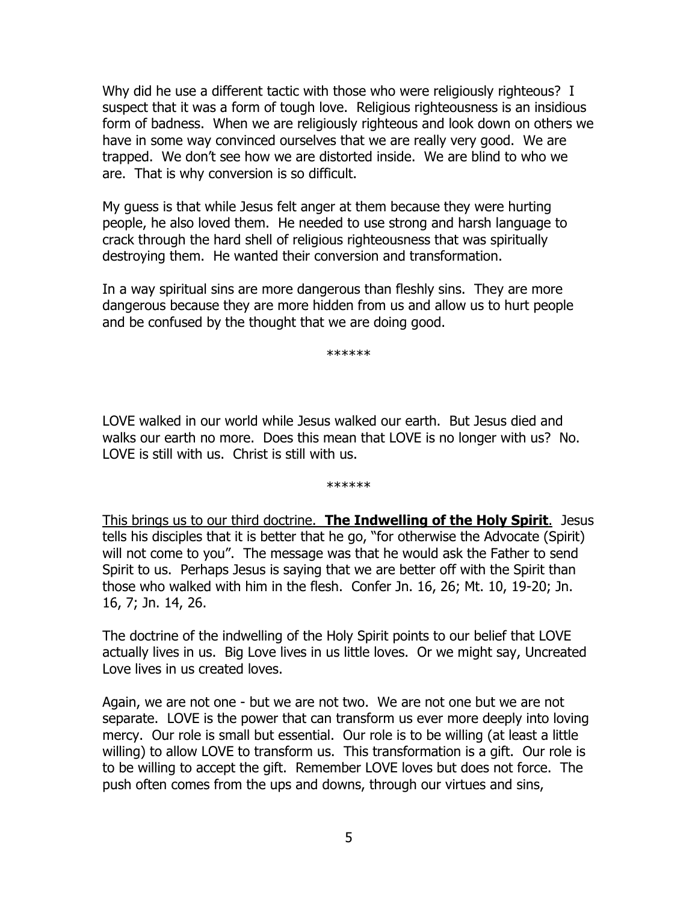Why did he use a different tactic with those who were religiously righteous? I suspect that it was a form of tough love. Religious righteousness is an insidious form of badness. When we are religiously righteous and look down on others we have in some way convinced ourselves that we are really very good. We are trapped. We don't see how we are distorted inside. We are blind to who we are. That is why conversion is so difficult.

My guess is that while Jesus felt anger at them because they were hurting people, he also loved them. He needed to use strong and harsh language to crack through the hard shell of religious righteousness that was spiritually destroying them. He wanted their conversion and transformation.

In a way spiritual sins are more dangerous than fleshly sins. They are more dangerous because they are more hidden from us and allow us to hurt people and be confused by the thought that we are doing good.

******

LOVE walked in our world while Jesus walked our earth. But Jesus died and walks our earth no more. Does this mean that LOVE is no longer with us? No. LOVE is still with us. Christ is still with us.

******

<u>This brings us to our third doctrine. **The Indwelling of the Holy Spirit**.</u> Jesus tells his disciples that it is better that he go, "for otherwise the Advocate (Spirit) will not come to you". The message was that he would ask the Father to send Spirit to us. Perhaps Jesus is saying that we are better off with the Spirit than those who walked with him in the flesh. Confer Jn. 16, 26; Mt. 10, 19-20; Jn. 16, 7; Jn. 14, 26.

The doctrine of the indwelling of the Holy Spirit points to our belief that LOVE actually lives in us. Big Love lives in us little loves. Or we might say, Uncreated Love lives in us created loves.

Again, we are not one - but we are not two. We are not one but we are not separate. LOVE is the power that can transform us ever more deeply into loving mercy. Our role is small but essential. Our role is to be willing (at least a little willing) to allow LOVE to transform us. This transformation is a gift. Our role is to be willing to accept the gift. Remember LOVE loves but does not force. The push often comes from the ups and downs, through our virtues and sins,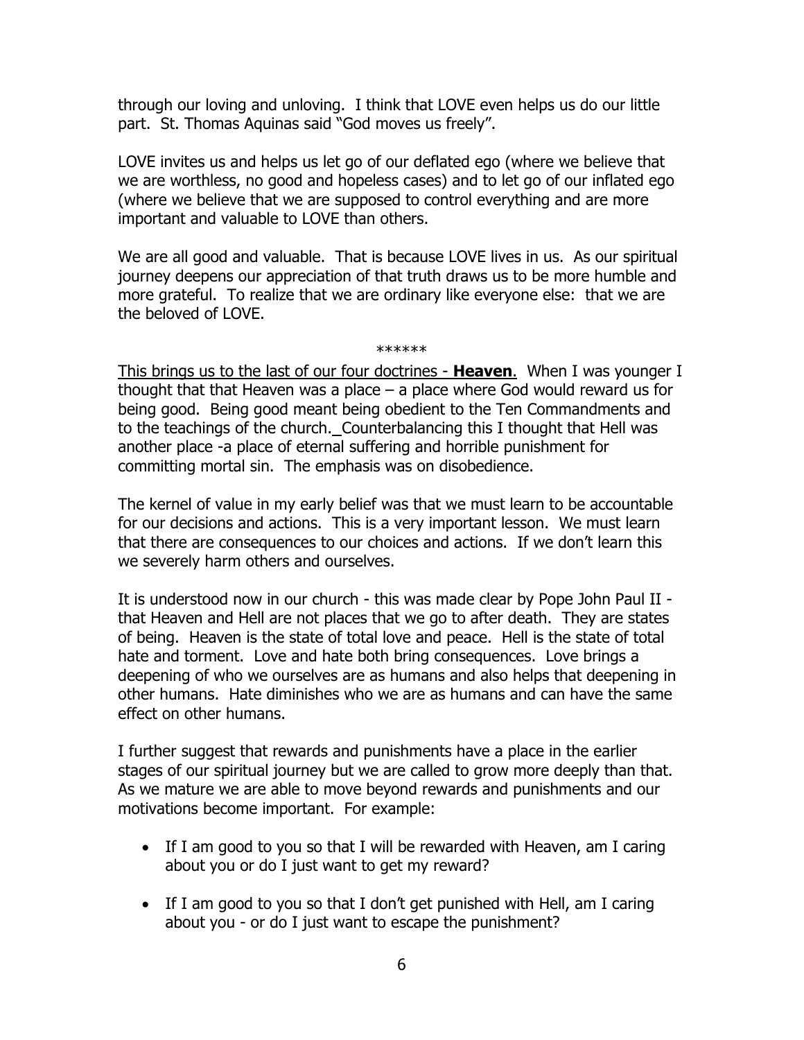through our loving and unloving. I think that LOVE even helps us do our little part. St. Thomas Aquinas said "God moves us freely".

LOVE invites us and helps us let go of our deflated ego (where we believe that we are worthless, no good and hopeless cases) and to let go of our inflated ego (where we believe that we are supposed to control everything and are more important and valuable to LOVE than others.

We are all good and valuable. That is because LOVE lives in us. As our spiritual journey deepens our appreciation of that truth draws us to be more humble and more grateful. To realize that we are ordinary like everyone else: that we are the beloved of LOVE.

******

<u>This brings us to the last of our four doctrines - **Heaven**</u>. When I was younger I thought that that Heaven was a place – a place where God would reward us for being good. Being good meant being obedient to the Ten Commandments and to the teachings of the church._Counterbalancing this I thought that Hell was another place -a place of eternal suffering and horrible punishment for committing mortal sin. The emphasis was on disobedience.

The kernel of value in my early belief was that we must learn to be accountable for our decisions and actions. This is a very important lesson. We must learn that there are consequences to our choices and actions. If we don't learn this we severely harm others and ourselves.

It is understood now in our church - this was made clear by Pope John Paul II - that Heaven and Hell are not places that we go to after death. They are states of being. Heaven is the state of total love and peace. Hell is the state of total hate and torment. Love and hate both bring consequences. Love brings a deepening of who we ourselves are as humans and also helps that deepening in other humans. Hate diminishes who we are as humans and can have the same effect on other humans.

I further suggest that rewards and punishments have a place in the earlier stages of our spiritual journey but we are called to grow more deeply than that. As we mature we are able to move beyond rewards and punishments and our motivations become important. For example:

- If I am good to you so that I will be rewarded with Heaven, am I caring about you or do I just want to get my reward?
- If I am good to you so that I don't get punished with Hell, am I caring about you - or do I just want to escape the punishment?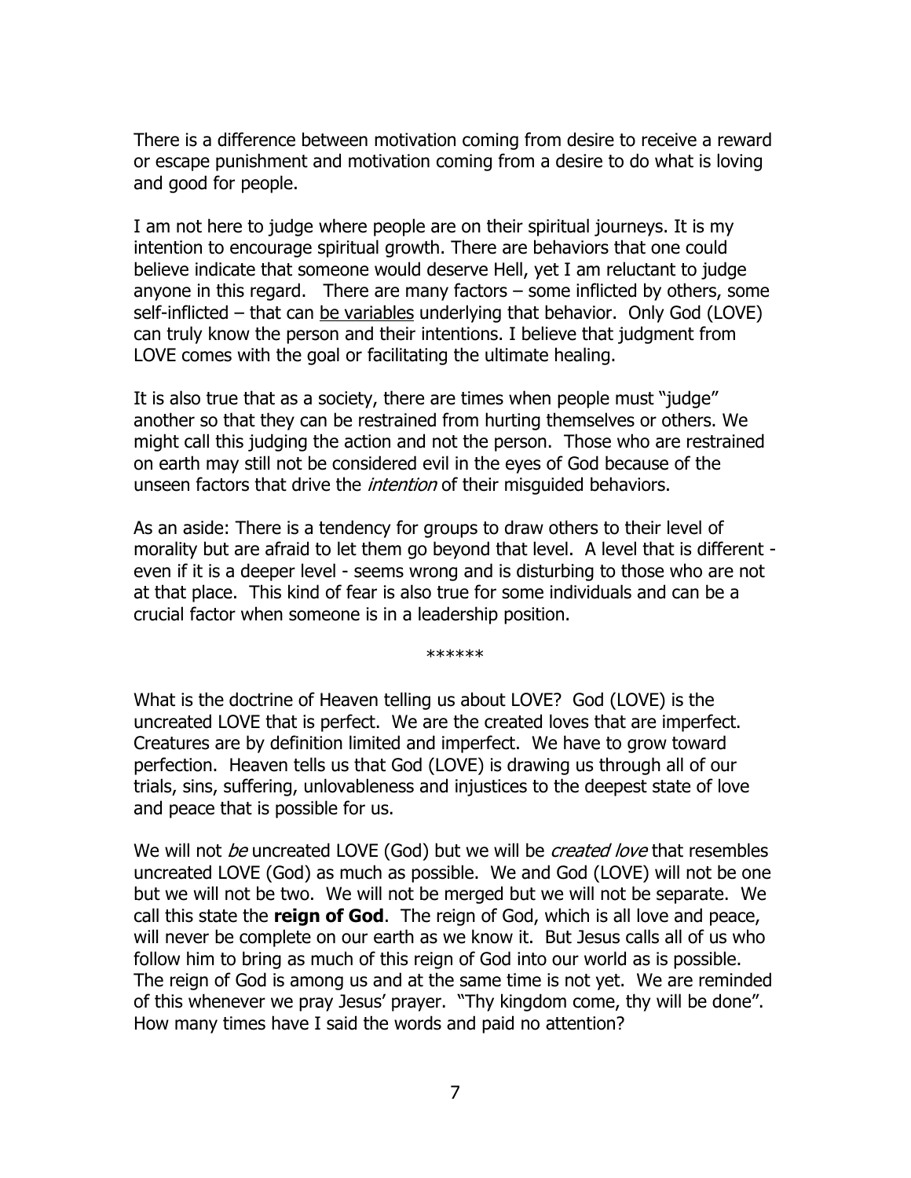There is a difference between motivation coming from desire to receive a reward or escape punishment and motivation coming from a desire to do what is loving and good for people.

I am not here to judge where people are on their spiritual journeys. It is my intention to encourage spiritual growth. There are behaviors that one could believe indicate that someone would deserve Hell, yet I am reluctant to judge anyone in this regard. There are many factors – some inflicted by others, some self-inflicted – that can <u>be variables</u> underlying that behavior. Only God (LOVE) can truly know the person and their intentions. I believe that judgment from LOVE comes with the goal or facilitating the ultimate healing.

It is also true that as a society, there are times when people must "judge" another so that they can be restrained from hurting themselves or others. We might call this judging the action and not the person. Those who are restrained on earth may still not be considered evil in the eyes of God because of the unseen factors that drive the *intention* of their misguided behaviors.

As an aside: There is a tendency for groups to draw others to their level of morality but are afraid to let them go beyond that level. A level that is different - even if it is a deeper level - seems wrong and is disturbing to those who are not at that place. This kind of fear is also true for some individuals and can be a crucial factor when someone is in a leadership position.

******

What is the doctrine of Heaven telling us about LOVE? God (LOVE) is the uncreated LOVE that is perfect. We are the created loves that are imperfect. Creatures are by definition limited and imperfect. We have to grow toward perfection. Heaven tells us that God (LOVE) is drawing us through all of our trials, sins, suffering, unlovableness and injustices to the deepest state of love and peace that is possible for us.

We will not *be* uncreated LOVE (God) but we will be *created love* that resembles uncreated LOVE (God) as much as possible. We and God (LOVE) will not be one but we will not be two. We will not be merged but we will not be separate. We call this state the **reign of God**. The reign of God, which is all love and peace, will never be complete on our earth as we know it. But Jesus calls all of us who follow him to bring as much of this reign of God into our world as is possible. The reign of God is among us and at the same time is not yet. We are reminded of this whenever we pray Jesus' prayer. "Thy kingdom come, thy will be done". How many times have I said the words and paid no attention?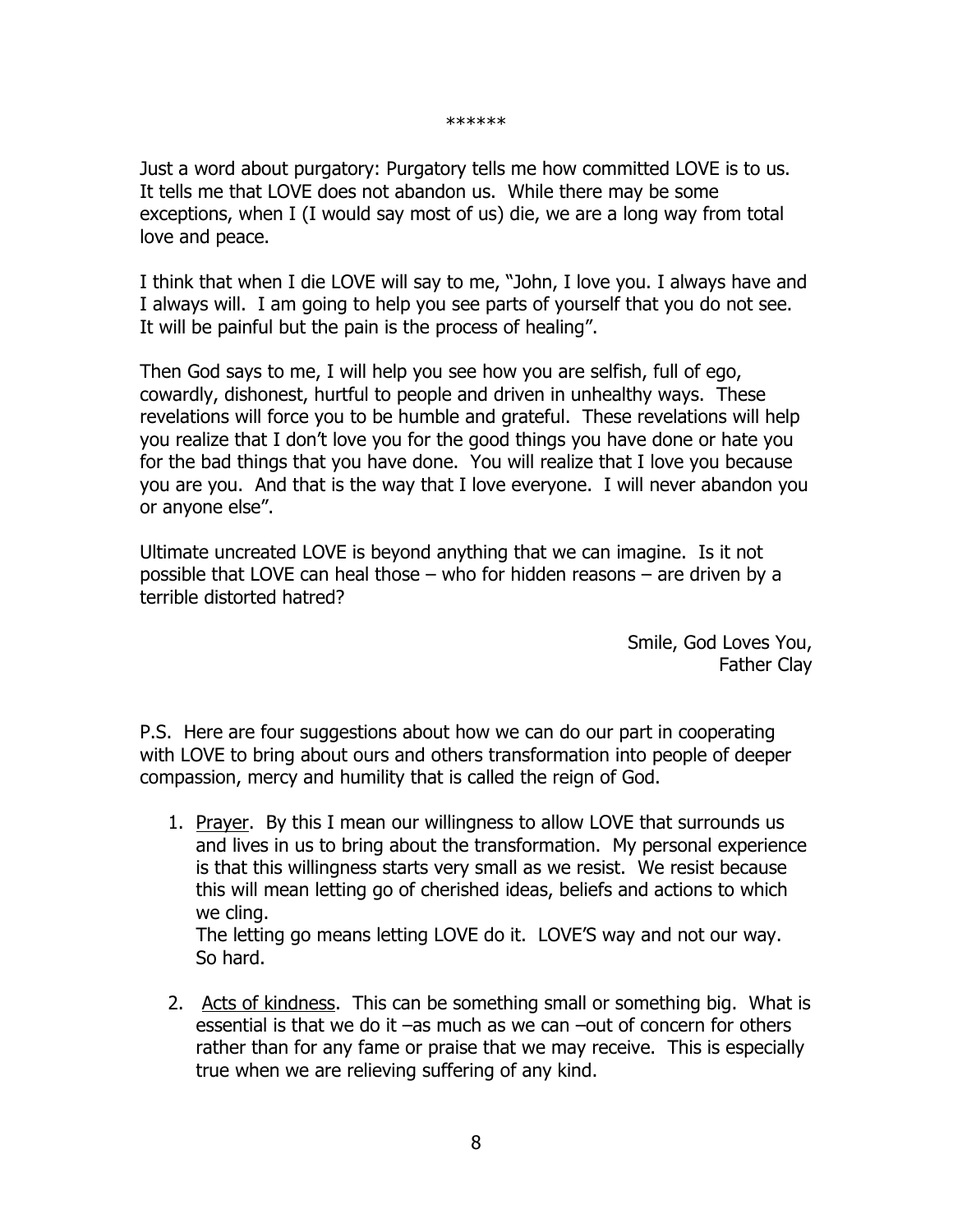\*\*\*\*\*\*

Just a word about purgatory: Purgatory tells me how committed LOVE is to us. It tells me that LOVE does not abandon us. While there may be some exceptions, when I (I would say most of us) die, we are a long way from total love and peace.

I think that when I die LOVE will say to me, "John, I love you. I always have and I always will. I am going to help you see parts of yourself that you do not see. It will be painful but the pain is the process of healing".

Then God says to me, I will help you see how you are selfish, full of ego, cowardly, dishonest, hurtful to people and driven in unhealthy ways. These revelations will force you to be humble and grateful. These revelations will help you realize that I don't love you for the good things you have done or hate you for the bad things that you have done. You will realize that I love you because you are you. And that is the way that I love everyone. I will never abandon you or anyone else".

Ultimate uncreated LOVE is beyond anything that we can imagine. Is it not possible that LOVE can heal those – who for hidden reasons – are driven by a terrible distorted hatred?

Smile, God Loves You,
Father Clay

P.S. Here are four suggestions about how we can do our part in cooperating with LOVE to bring about ours and others transformation into people of deeper compassion, mercy and humility that is called the reign of God.

1. Prayer. By this I mean our willingness to allow LOVE that surrounds us and lives in us to bring about the transformation. My personal experience is that this willingness starts very small as we resist. We resist because this will mean letting go of cherished ideas, beliefs and actions to which we cling.
   The letting go means letting LOVE do it. LOVE'S way and not our way. So hard.

2. Acts of kindness. This can be something small or something big. What is essential is that we do it –as much as we can –out of concern for others rather than for any fame or praise that we may receive. This is especially true when we are relieving suffering of any kind.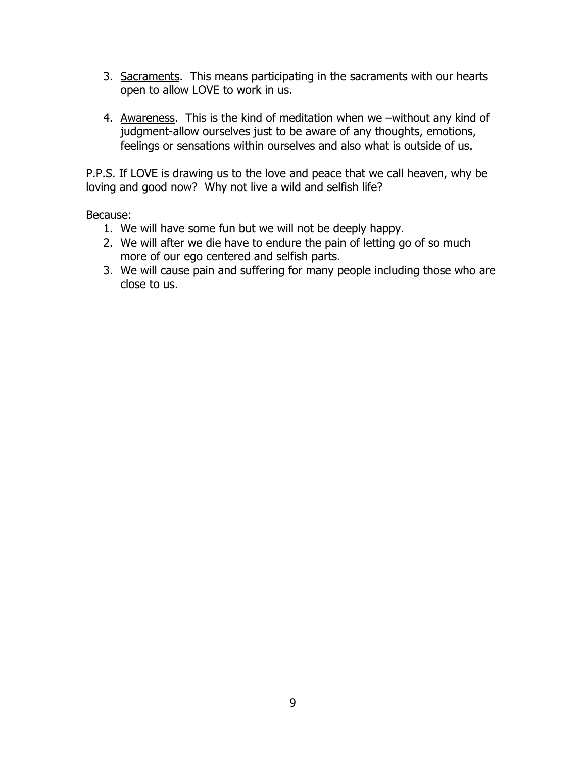3. <u>Sacraments</u>. This means participating in the sacraments with our hearts open to allow LOVE to work in us.

4. <u>Awareness</u>. This is the kind of meditation when we –without any kind of judgment-allow ourselves just to be aware of any thoughts, emotions, feelings or sensations within ourselves and also what is outside of us.

P.P.S. If LOVE is drawing us to the love and peace that we call heaven, why be loving and good now? Why not live a wild and selfish life?

Because:

1. We will have some fun but we will not be deeply happy.
2. We will after we die have to endure the pain of letting go of so much more of our ego centered and selfish parts.
3. We will cause pain and suffering for many people including those who are close to us.